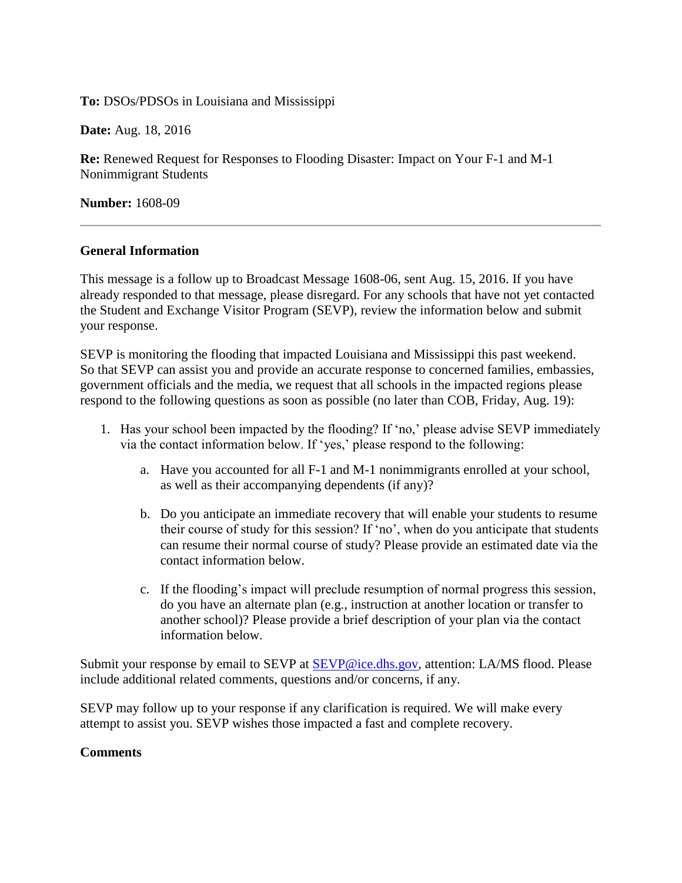**To:** DSOs/PDSOs in Louisiana and Mississippi

**Date:** Aug. 18, 2016

**Re:** Renewed Request for Responses to Flooding Disaster: Impact on Your F-1 and M-1 Nonimmigrant Students

**Number:** 1608-09

---

**General Information**

This message is a follow up to Broadcast Message 1608-06, sent Aug. 15, 2016. If you have already responded to that message, please disregard. For any schools that have not yet contacted the Student and Exchange Visitor Program (SEVP), review the information below and submit your response.

SEVP is monitoring the flooding that impacted Louisiana and Mississippi this past weekend. So that SEVP can assist you and provide an accurate response to concerned families, embassies, government officials and the media, we request that all schools in the impacted regions please respond to the following questions as soon as possible (no later than COB, Friday, Aug. 19):

1. Has your school been impacted by the flooding? If 'no,' please advise SEVP immediately via the contact information below. If 'yes,' please respond to the following:

    a. Have you accounted for all F-1 and M-1 nonimmigrants enrolled at your school, as well as their accompanying dependents (if any)?

    b. Do you anticipate an immediate recovery that will enable your students to resume their course of study for this session? If 'no', when do you anticipate that students can resume their normal course of study? Please provide an estimated date via the contact information below.

    c. If the flooding's impact will preclude resumption of normal progress this session, do you have an alternate plan (e.g., instruction at another location or transfer to another school)? Please provide a brief description of your plan via the contact information below.

Submit your response by email to SEVP at [SEVP@ice.dhs.gov](mailto:SEVP@ice.dhs.gov), attention: LA/MS flood. Please include additional related comments, questions and/or concerns, if any.

SEVP may follow up to your response if any clarification is required. We will make every attempt to assist you. SEVP wishes those impacted a fast and complete recovery.

**Comments**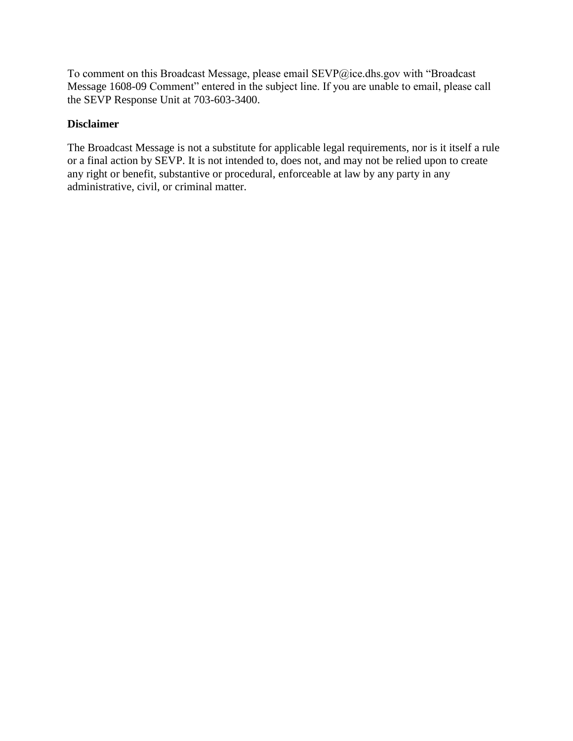To comment on this Broadcast Message, please email SEVP@ice.dhs.gov with "Broadcast Message 1608-09 Comment" entered in the subject line. If you are unable to email, please call the SEVP Response Unit at 703-603-3400.

**Disclaimer**

The Broadcast Message is not a substitute for applicable legal requirements, nor is it itself a rule or a final action by SEVP. It is not intended to, does not, and may not be relied upon to create any right or benefit, substantive or procedural, enforceable at law by any party in any administrative, civil, or criminal matter.